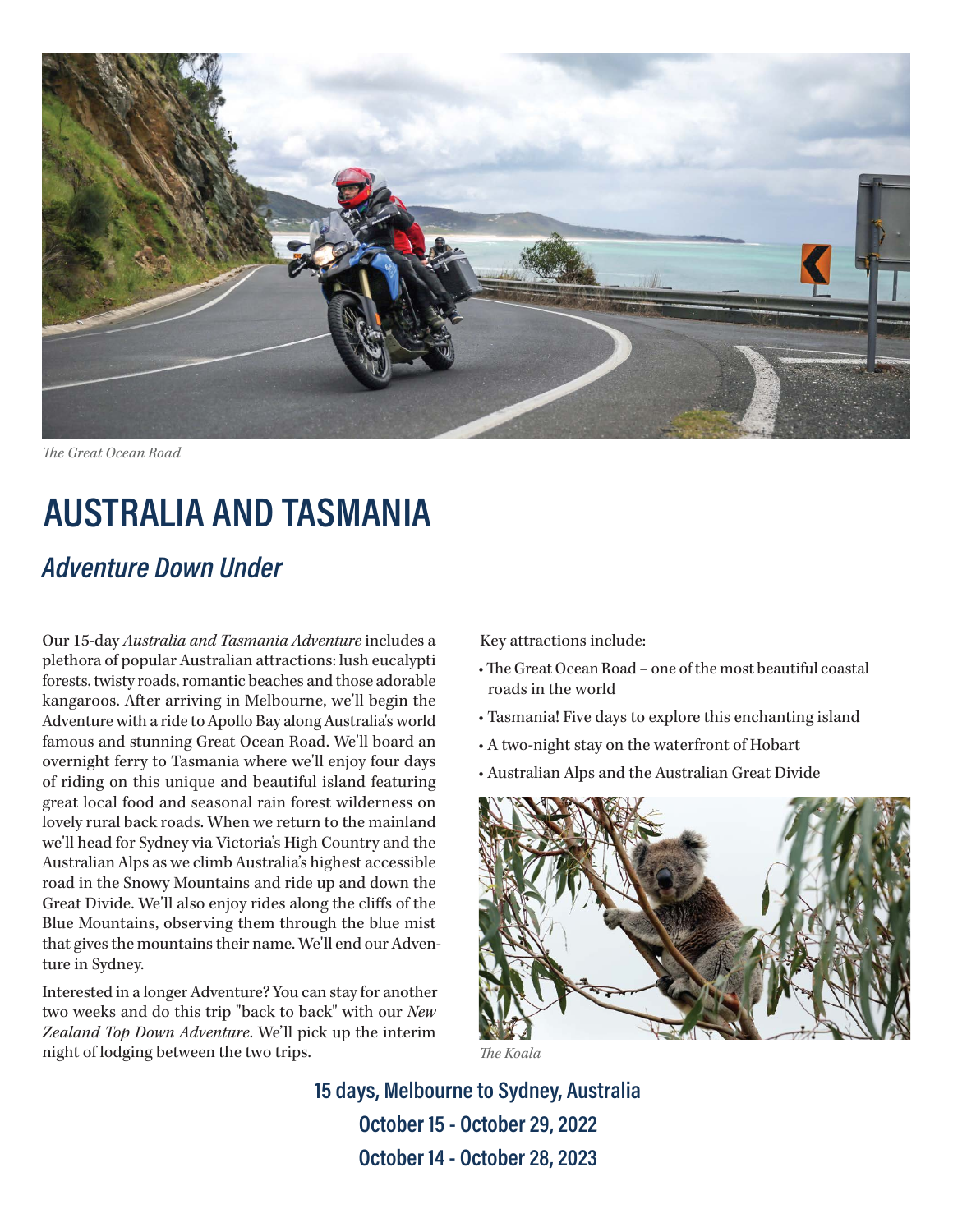*The Great Ocean Road*

# AUSTRALIA AND TASMANIA

## *Adventure Down Under*

Our 15-day *Australia and Tasmania Adventure* includes a plethora of popular Australian attractions: lush eucalypti forests, twisty roads, romantic beaches and those adorable kangaroos. After arriving in Melbourne, we'll begin the Adventure with a ride to Apollo Bay along Australia's world famous and stunning Great Ocean Road. We'll board an overnight ferry to Tasmania where we'll enjoy four days of riding on this unique and beautiful island featuring great local food and seasonal rain forest wilderness on lovely rural back roads. When we return to the mainland we'll head for Sydney via Victoria's High Country and the Australian Alps as we climb Australia's highest accessible road in the Snowy Mountains and ride up and down the Great Divide. We'll also enjoy rides along the cliffs of the Blue Mountains, observing them through the blue mist that gives the mountains their name. We'll end our Adventure in Sydney.

Interested in a longer Adventure? You can stay for another two weeks and do this trip "back to back" with our *New Zealand Top Down Adventure*. We'll pick up the interim night of lodging between the two trips.

Key attractions include:

- The Great Ocean Road – one of the most beautiful coastal roads in the world
- Tasmania! Five days to explore this enchanting island
- A two-night stay on the waterfront of Hobart
- Australian Alps and the Australian Great Divide

*The Koala*

**15 days, Melbourne to Sydney, Australia**

**October 15 - October 29, 2022**

**October 14 - October 28, 2023**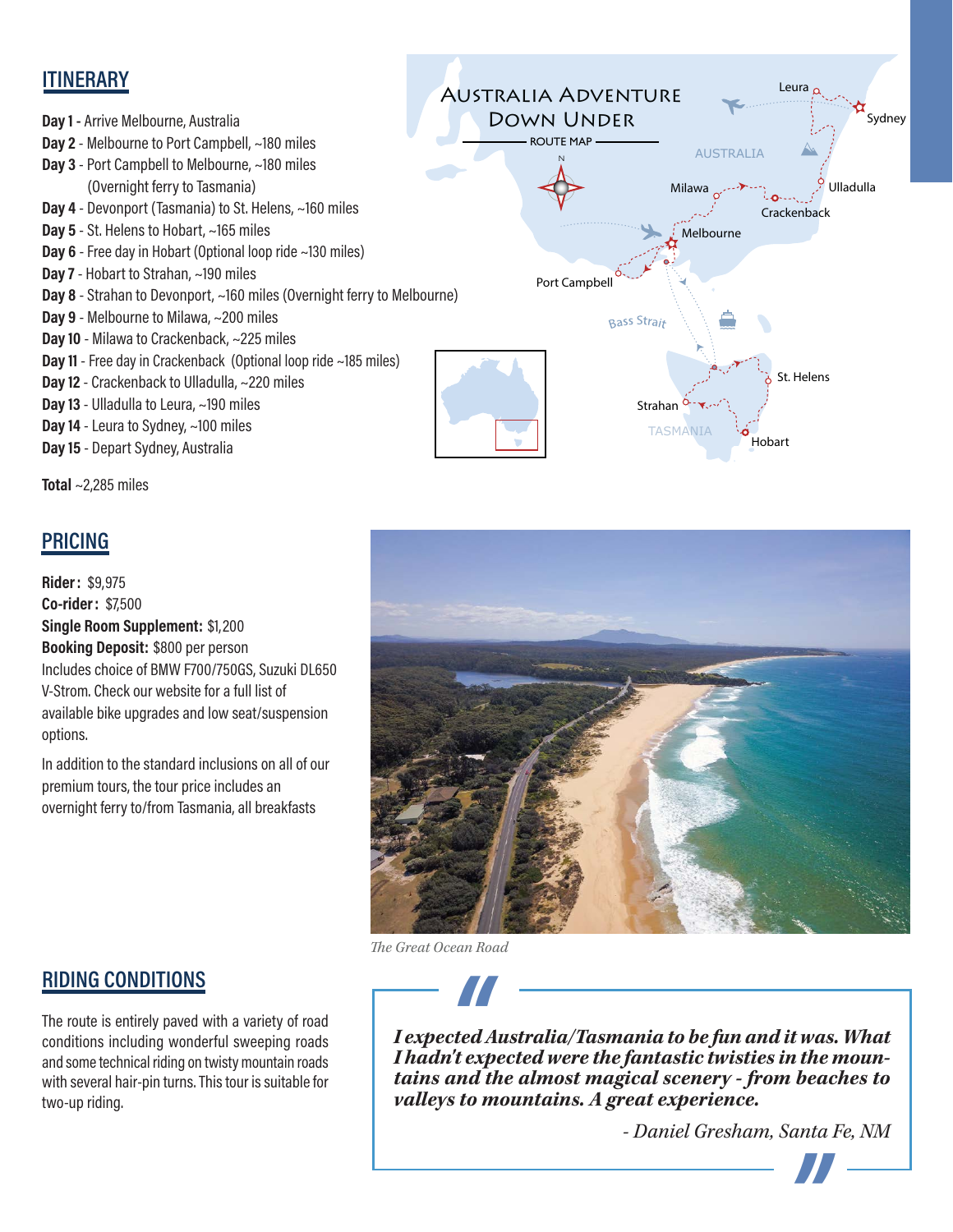## ITINERARY

**Day 1** - Arrive Melbourne, Australia
**Day 2** - Melbourne to Port Campbell, ~180 miles
**Day 3** - Port Campbell to Melbourne, ~180 miles
(Overnight ferry to Tasmania)
**Day 4** - Devonport (Tasmania) to St. Helens, ~160 miles
**Day 5** - St. Helens to Hobart, ~165 miles
**Day 6** - Free day in Hobart (Optional loop ride ~130 miles)
**Day 7** - Hobart to Strahan, ~190 miles
**Day 8** - Strahan to Devonport, ~160 miles (Overnight ferry to Melbourne)
**Day 9** - Melbourne to Milawa, ~200 miles
**Day 10** - Milawa to Crackenback, ~225 miles
**Day 11** - Free day in Crackenback (Optional loop ride ~185 miles)
**Day 12** - Crackenback to Ulladulla, ~220 miles
**Day 13** - Ulladulla to Leura, ~190 miles
**Day 14** - Leura to Sydney, ~100 miles
**Day 15** - Depart Sydney, Australia

**Total** ~2,285 miles

Australia Adventure Down Under
ROUTE MAP
N
AUSTRALIA
Leura
Sydney
Ulladulla
Milawa
Crackenback
Melbourne
Port Campbell
Bass Strait
St. Helens
Strahan
TASMANIA
Hobart

## PRICING

**Rider:** $9,975
**Co-rider:** $7,500
**Single Room Supplement:** $1,200
**Booking Deposit:** $800 per person
Includes choice of BMW F700/750GS, Suzuki DL650 V-Strom. Check our website for a full list of available bike upgrades and low seat/suspension options.

In addition to the standard inclusions on all of our premium tours, the tour price includes an overnight ferry to/from Tasmania, all breakfasts

*The Great Ocean Road*

## RIDING CONDITIONS

The route is entirely paved with a variety of road conditions including wonderful sweeping roads and some technical riding on twisty mountain roads with several hair-pin turns. This tour is suitable for two-up riding.

> ***I expected Australia/Tasmania to be fun and it was. What I hadn't expected were the fantastic twisties in the mountains and the almost magical scenery - from beaches to valleys to mountains. A great experience.***
>
> *- Daniel Gresham, Santa Fe, NM*